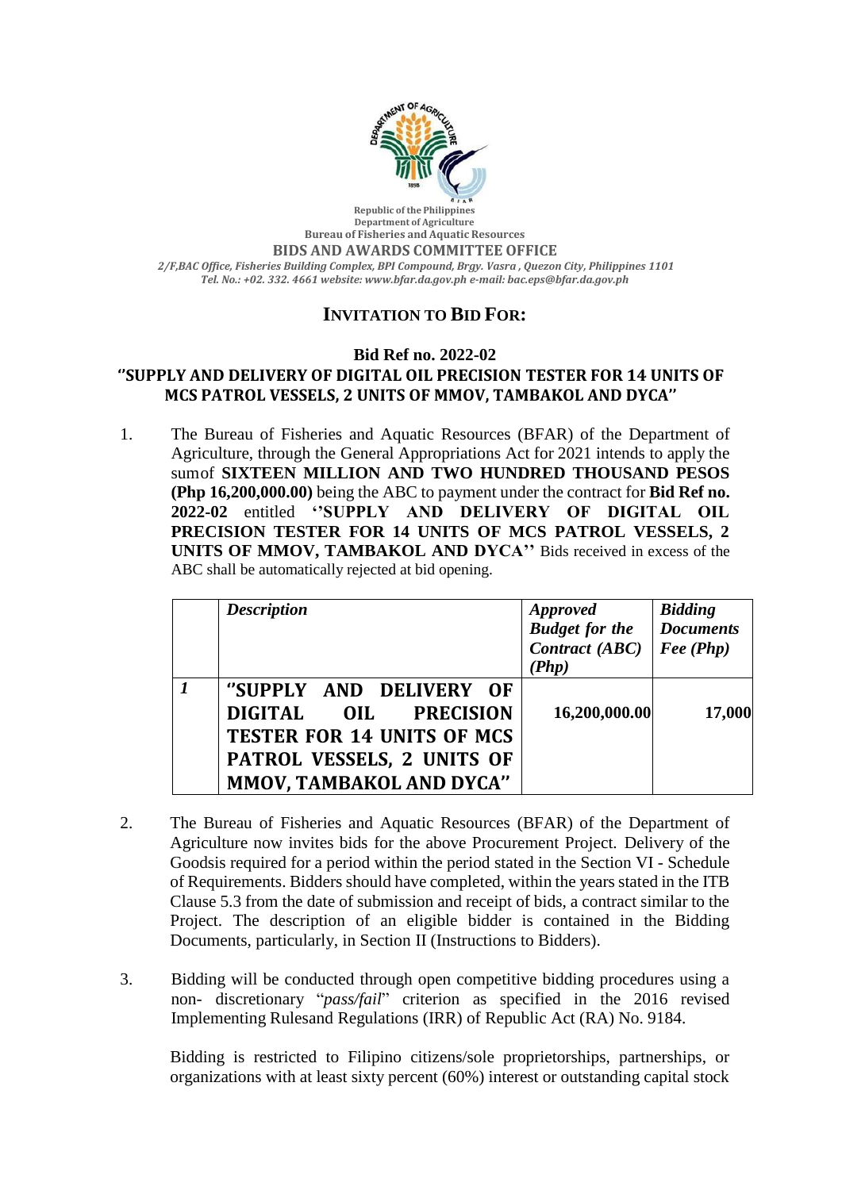Republic of the Philippines
Department of Agriculture
Bureau of Fisheries and Aquatic Resources
**BIDS AND AWARDS COMMITTEE OFFICE**
*2/F,BAC Office, Fisheries Building Complex, BPI Compound, Brgy. Vasra , Quezon City, Philippines 1101*
*Tel. No.: +02. 332. 4661 website: www.bfar.da.gov.ph e-mail: bac.eps@bfar.da.gov.ph*

# INVITATION TO BID FOR:

## Bid Ref no. 2022-02
## "SUPPLY AND DELIVERY OF DIGITAL OIL PRECISION TESTER FOR 14 UNITS OF MCS PATROL VESSELS, 2 UNITS OF MMOV, TAMBAKOL AND DYCA"

1. The Bureau of Fisheries and Aquatic Resources (BFAR) of the Department of Agriculture, through the General Appropriations Act for 2021 intends to apply the sumof **SIXTEEN MILLION AND TWO HUNDRED THOUSAND PESOS (Php 16,200,000.00)** being the ABC to payment under the contract for **Bid Ref no. 2022-02** entitled **''SUPPLY AND DELIVERY OF DIGITAL OIL PRECISION TESTER FOR 14 UNITS OF MCS PATROL VESSELS, 2 UNITS OF MMOV, TAMBAKOL AND DYCA''** Bids received in excess of the ABC shall be automatically rejected at bid opening.

| | ***Description*** | ***Approved Budget for the Contract (ABC) (Php)*** | ***Bidding Documents Fee (Php)*** |
|---|---|---|---|
| ***1*** | **"SUPPLY AND DELIVERY OF DIGITAL OIL PRECISION TESTER FOR 14 UNITS OF MCS PATROL VESSELS, 2 UNITS OF MMOV, TAMBAKOL AND DYCA"** | **16,200,000.00** | **17,000** |

2. The Bureau of Fisheries and Aquatic Resources (BFAR) of the Department of Agriculture now invites bids for the above Procurement Project. Delivery of the Goodsis required for a period within the period stated in the Section VI - Schedule of Requirements. Bidders should have completed, within the years stated in the ITB Clause 5.3 from the date of submission and receipt of bids, a contract similar to the Project. The description of an eligible bidder is contained in the Bidding Documents, particularly, in Section II (Instructions to Bidders).

3. Bidding will be conducted through open competitive bidding procedures using a non- discretionary "*pass/fail*" criterion as specified in the 2016 revised Implementing Rulesand Regulations (IRR) of Republic Act (RA) No. 9184.

   Bidding is restricted to Filipino citizens/sole proprietorships, partnerships, or organizations with at least sixty percent (60%) interest or outstanding capital stock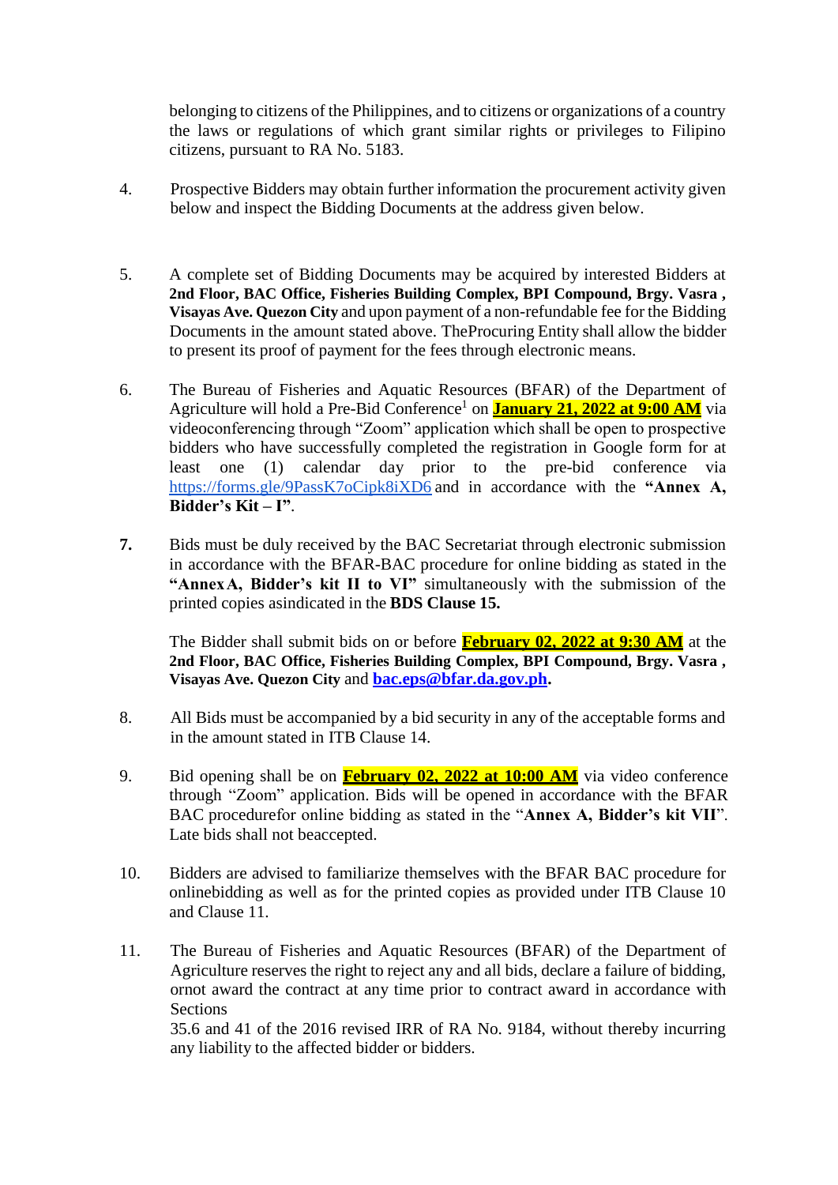belonging to citizens of the Philippines, and to citizens or organizations of a country the laws or regulations of which grant similar rights or privileges to Filipino citizens, pursuant to RA No. 5183.

4. Prospective Bidders may obtain further information the procurement activity given below and inspect the Bidding Documents at the address given below.

5. A complete set of Bidding Documents may be acquired by interested Bidders at **2nd Floor, BAC Office, Fisheries Building Complex, BPI Compound, Brgy. Vasra , Visayas Ave. Quezon City** and upon payment of a non-refundable fee for the Bidding Documents in the amount stated above. TheProcuring Entity shall allow the bidder to present its proof of payment for the fees through electronic means.

6. The Bureau of Fisheries and Aquatic Resources (BFAR) of the Department of Agriculture will hold a Pre-Bid Conference[1] on **January 21, 2022 at 9:00 AM** via videoconferencing through "Zoom" application which shall be open to prospective bidders who have successfully completed the registration in Google form for at least one (1) calendar day prior to the pre-bid conference via https://forms.gle/9PassK7oCipk8iXD6 and in accordance with the **"Annex A, Bidder's Kit – I"**.

**7.** Bids must be duly received by the BAC Secretariat through electronic submission in accordance with the BFAR-BAC procedure for online bidding as stated in the **"Annex A, Bidder's kit II to VI"** simultaneously with the submission of the printed copies asindicated in the **BDS Clause 15.**

   The Bidder shall submit bids on or before **February 02, 2022 at 9:30 AM** at the **2nd Floor, BAC Office, Fisheries Building Complex, BPI Compound, Brgy. Vasra , Visayas Ave. Quezon City** and **bac.eps@bfar.da.gov.ph.**

8. All Bids must be accompanied by a bid security in any of the acceptable forms and in the amount stated in ITB Clause 14.

9. Bid opening shall be on **February 02, 2022 at 10:00 AM** via video conference through "Zoom" application. Bids will be opened in accordance with the BFAR BAC procedurefor online bidding as stated in the "**Annex A, Bidder's kit VII**". Late bids shall not beaccepted.

10. Bidders are advised to familiarize themselves with the BFAR BAC procedure for onlinebidding as well as for the printed copies as provided under ITB Clause 10 and Clause 11.

11. The Bureau of Fisheries and Aquatic Resources (BFAR) of the Department of Agriculture reserves the right to reject any and all bids, declare a failure of bidding, ornot award the contract at any time prior to contract award in accordance with Sections
35.6 and 41 of the 2016 revised IRR of RA No. 9184, without thereby incurring any liability to the affected bidder or bidders.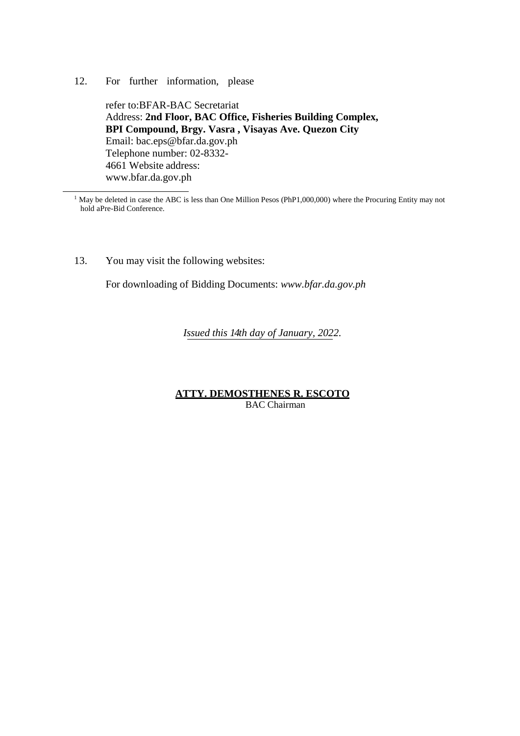12. For further information, please

    refer to:BFAR-BAC Secretariat
    Address: **2nd Floor, BAC Office, Fisheries Building Complex, BPI Compound, Brgy. Vasra , Visayas Ave. Quezon City**
    Email: bac.eps@bfar.da.gov.ph
    Telephone number: 02-8332-4661 Website address: www.bfar.da.gov.ph

[1] May be deleted in case the ABC is less than One Million Pesos (PhP1,000,000) where the Procuring Entity may not hold aPre-Bid Conference.

13. You may visit the following websites:

    For downloading of Bidding Documents: *www.bfar.da.gov.ph*

*Issued this 14th day of January, 2022.*

**ATTY. DEMOSTHENES R. ESCOTO**
BAC Chairman